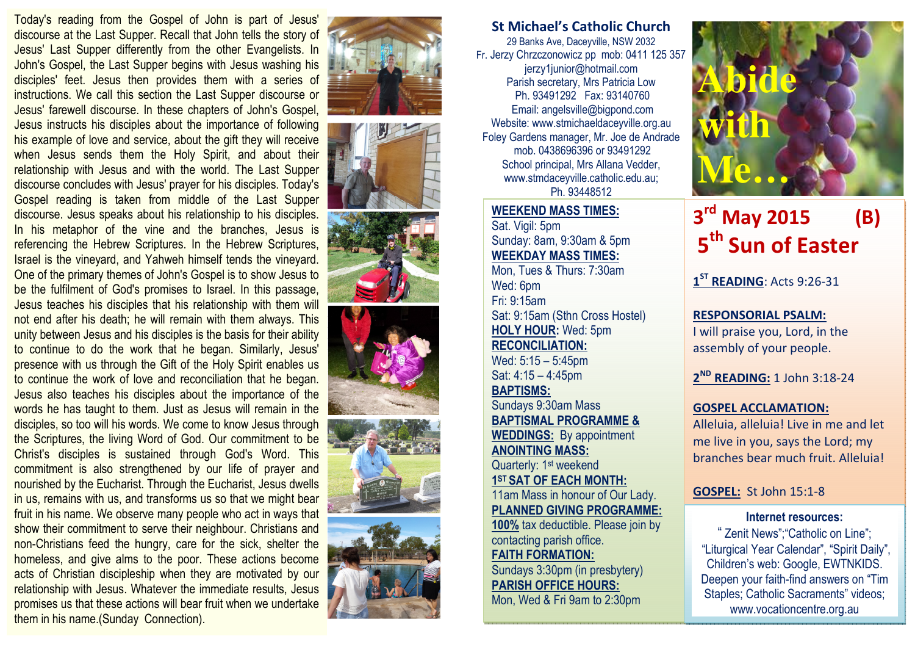Today's reading from the Gospel of John is part of Jesus' discourse at the Last Supper. Recall that John tells the story of Jesus' Last Supper differently from the other Evangelists. In John's Gospel, the Last Supper begins with Jesus washing his disciples' feet. Jesus then provides them with a series of instructions. We call this section the Last Supper discourse or Jesus' farewell discourse. In these chapters of John's Gospel, Jesus instructs his disciples about the importance of following his example of love and service, about the gift they will receive when Jesus sends them the Holy Spirit, and about their relationship with Jesus and with the world. The Last Supper discourse concludes with Jesus' prayer for his disciples. Today's Gospel reading is taken from middle of the Last Supper discourse. Jesus speaks about his relationship to his disciples. In his metaphor of the vine and the branches, Jesus is referencing the Hebrew Scriptures. In the Hebrew Scriptures, Israel is the vineyard, and Yahweh himself tends the vineyard. One of the primary themes of John's Gospel is to show Jesus to be the fulfilment of God's promises to Israel. In this passage, Jesus teaches his disciples that his relationship with them will not end after his death; he will remain with them always. This unity between Jesus and his disciples is the basis for their ability to continue to do the work that he began. Similarly, Jesus' presence with us through the Gift of the Holy Spirit enables us to continue the work of love and reconciliation that he began. Jesus also teaches his disciples about the importance of the words he has taught to them. Just as Jesus will remain in the disciples, so too will his words. We come to know Jesus through the Scriptures, the living Word of God. Our commitment to be Christ's disciples is sustained through God's Word. This commitment is also strengthened by our life of prayer and nourished by the Eucharist. Through the Eucharist, Jesus dwells in us, remains with us, and transforms us so that we might bear fruit in his name. We observe many people who act in ways that show their commitment to serve their neighbour. Christians and non-Christians feed the hungry, care for the sick, shelter the homeless, and give alms to the poor. These actions become acts of Christian discipleship when they are motivated by our relationship with Jesus. Whatever the immediate results, Jesus promises us that these actions will bear fruit when we undertake them in his name.(Sunday Connection).

## St Michael's Catholic Church

29 Banks Ave, Daceyville, NSW 2032
Fr. Jerzy Chrzczonowicz pp mob: 0411 125 357
jerzy1junior@hotmail.com
Parish secretary, Mrs Patricia Low
Ph. 93491292 Fax: 93140760
Email: angelsville@bigpond.com
Website: www.stmichaeldaceyville.org.au
Foley Gardens manager, Mr. Joe de Andrade
mob. 0438696396 or 93491292
School principal, Mrs Allana Vedder,
www.stmdaceyville.catholic.edu.au;
Ph. 93448512

**WEEKEND MASS TIMES:**
Sat. Vigil: 5pm
Sunday: 8am, 9:30am & 5pm

**WEEKDAY MASS TIMES:**
Mon, Tues & Thurs: 7:30am
Wed: 6pm
Fri: 9:15am
Sat: 9:15am (Sthn Cross Hostel)

**HOLY HOUR:** Wed: 5pm

**RECONCILIATION:**
Wed: 5:15 – 5:45pm
Sat: 4:15 – 4:45pm

**BAPTISMS:**
Sundays 9:30am Mass

**BAPTISMAL PROGRAMME & WEDDINGS:** By appointment

**ANOINTING MASS:**
Quarterly: 1st weekend

**1ST SAT OF EACH MONTH:**
11am Mass in honour of Our Lady.

**PLANNED GIVING PROGRAMME:**
**100%** tax deductible. Please join by contacting parish office.

**FAITH FORMATION:**
Sundays 3:30pm (in presbytery)

**PARISH OFFICE HOURS:**
Mon, Wed & Fri 9am to 2:30pm

# Abide with Me…

## 3rd May 2015 (B)
## 5th Sun of Easter

**1ST READING**: Acts 9:26-31

**RESPONSORIAL PSALM:**
I will praise you, Lord, in the assembly of your people.

**2ND READING:** 1 John 3:18-24

**GOSPEL ACCLAMATION:**
Alleluia, alleluia! Live in me and let me live in you, says the Lord; my branches bear much fruit. Alleluia!

**GOSPEL:** St John 15:1-8

**Internet resources:**
" Zenit News";"Catholic on Line"; "Liturgical Year Calendar", "Spirit Daily", Children's web: Google, EWTNKIDS. Deepen your faith-find answers on "Tim Staples; Catholic Sacraments" videos; www.vocationcentre.org.au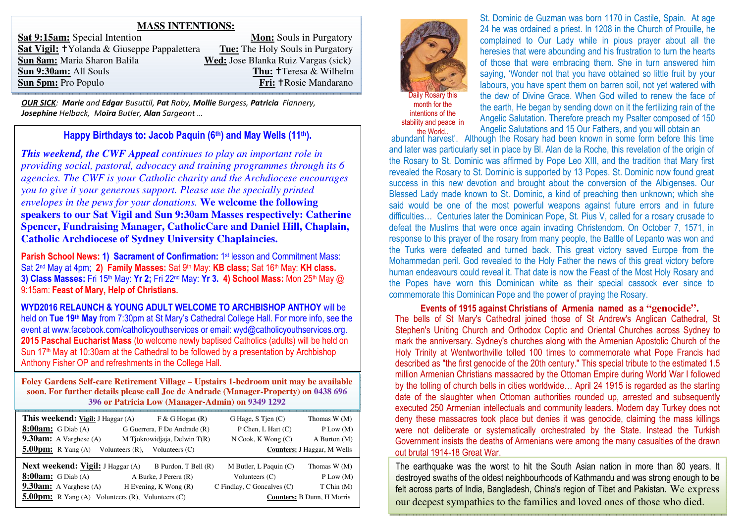## MASS INTENTIONS:

| | |
|---|---|
| **Sat 9:15am:** Special Intention | **Mon:** Souls in Purgatory |
| **Sat Vigil:** †Yolanda & Giuseppe Pappalettera | **Tue:** The Holy Souls in Purgatory |
| **Sun 8am:** Maria Sharon Balila | **Wed:** Jose Blanka Ruiz Vargas (sick) |
| **Sun 9:30am:** All Souls | **Thu:** †Teresa & Wilhelm |
| **Sun 5pm:** Pro Populo | **Fri:** †Rosie Mandarano |

***OUR SICK**: **Marie** and **Edgar** Busuttil, **Pat** Raby, **Mollie** Burgess, **Patricia** Flannery, **Josephine** Helback, **Moira** Butler, **Alan** Sargeant …*

### Happy Birthdays to: Jacob Paquin (6th) and May Wells (11th).

***This weekend, the CWF Appeal** continues to play an important role in providing social, pastoral, advocacy and training programmes through its 6 agencies. The CWF is your Catholic charity and the Archdiocese encourages you to give it your generous support. Please use the specially printed envelopes in the pews for your donations.* **We welcome the following speakers to our Sat Vigil and Sun 9:30am Masses respectively: Catherine Spencer, Fundraising Manager, CatholicCare and Daniel Hill, Chaplain, Catholic Archdiocese of Sydney University Chaplaincies.**

**Parish School News: 1) Sacrament of Confirmation:** 1st lesson and Commitment Mass: Sat 2nd May at 4pm; **2) Family Masses:** Sat 9th May: **KB class;** Sat 16th May: **KH class. 3) Class Masses:** Fri 15th May: **Yr 2;** Fri 22nd May: **Yr 3. 4) School Mass:** Mon 25th May @ 9:15am: **Feast of Mary, Help of Christians.**

**WYD2016 RELAUNCH & YOUNG ADULT WELCOME TO ARCHBISHOP ANTHONY** will be held on **Tue 19th May** from 7:30pm at St Mary's Cathedral College Hall. For more info, see the event at www.facebook.com/catholicyouthservices or email: wyd@catholicyouthservices.org. **2015 Paschal Eucharist Mass** (to welcome newly baptised Catholics (adults) will be held on Sun 17th May at 10:30am at the Cathedral to be followed by a presentation by Archbishop Anthony Fisher OP and refreshments in the College Hall.

**Foley Gardens Self-care Retirement Village – Upstairs 1-bedroom unit may be available soon. For further details please call Joe de Andrade (Manager-Property) on 0438 696 396 or Patricia Low (Manager-Admin) on 9349 1292**

| | | | |
|---|---|---|---|
| **This weekend: Vigil:** J Haggar (A) | F & G Hogan (R) | G Hage, S Tjen (C) | Thomas W (M) |
| **8:00am:** G Diab (A) | G Guerrera, F De Andrade (R) | P Chen, L Hart (C) | P Low (M) |
| **9.30am:** A Varghese (A) | M Tjokrowidjaja, Delwin T(R) | N Cook, K Wong (C) | A Burton (M) |
| **5.00pm:** R Yang (A) | Volunteers (R), Volunteers (C) | | **Counters:** J Haggar, M Wells |

| | | | |
|---|---|---|---|
| **Next weekend: Vigil:** J Haggar (A) | B Purdon, T Bell (R) | M Butler, L Paquin (C) | Thomas W (M) |
| **8:00am:** G Diab (A) | A Burke, J Perera (R) | Volunteers (C) | P Low (M) |
| **9.30am:** A Varghese (A) | H Evening, K Wong (R) | C Findlay, C Goncalves (C) | T Chin (M) |
| **5.00pm:** R Yang (A) | Volunteers (R), Volunteers (C) | | **Counters:** B Dunn, H Morris |

Daily Rosary this month for the intentions of the stability and peace in the World..

St. Dominic de Guzman was born 1170 in Castile, Spain. At age 24 he was ordained a priest. In 1208 in the Church of Prouille, he complained to Our Lady while in pious prayer about all the heresies that were abounding and his frustration to turn the hearts of those that were embracing them. She in turn answered him saying, 'Wonder not that you have obtained so little fruit by your labours, you have spent them on barren soil, not yet watered with the dew of Divine Grace. When God willed to renew the face of the earth, He began by sending down on it the fertilizing rain of the Angelic Salutation. Therefore preach my Psalter composed of 150 Angelic Salutations and 15 Our Fathers, and you will obtain an abundant harvest'. Although the Rosary had been known in some form before this time and later was particularly set in place by Bl. Alan de la Roche, this revelation of the origin of the Rosary to St. Dominic was affirmed by Pope Leo XIII, and the tradition that Mary first revealed the Rosary to St. Dominic is supported by 13 Popes. St. Dominic now found great success in this new devotion and brought about the conversion of the Albigenses. Our Blessed Lady made known to St. Dominic, a kind of preaching then unknown; which she said would be one of the most powerful weapons against future errors and in future difficulties… Centuries later the Dominican Pope, St. Pius V, called for a rosary crusade to defeat the Muslims that were once again invading Christendom. On October 7, 1571, in response to this prayer of the rosary from many people, the Battle of Lepanto was won and the Turks were defeated and turned back. This great victory saved Europe from the Mohammedan peril. God revealed to the Holy Father the news of this great victory before human endeavours could reveal it. That date is now the Feast of the Most Holy Rosary and the Popes have worn this Dominican white as their special cassock ever since to commemorate this Dominican Pope and the power of praying the Rosary.

### Events of 1915 against Christians of Armenia named as a "genocide".

The bells of St Mary's Cathedral joined those of St Andrew's Anglican Cathedral, St Stephen's Uniting Church and Orthodox Coptic and Oriental Churches across Sydney to mark the anniversary. Sydney's churches along with the Armenian Apostolic Church of the Holy Trinity at Wentworthville tolled 100 times to commemorate what Pope Francis had described as "the first genocide of the 20th century." This special tribute to the estimated 1.5 million Armenian Christians massacred by the Ottoman Empire during World War I followed by the tolling of church bells in cities worldwide… April 24 1915 is regarded as the starting date of the slaughter when Ottoman authorities rounded up, arrested and subsequently executed 250 Armenian intellectuals and community leaders. Modern day Turkey does not deny these massacres took place but denies it was genocide, claiming the mass killings were not deliberate or systematically orchestrated by the State. Instead the Turkish Government insists the deaths of Armenians were among the many casualties of the drawn out brutal 1914-18 Great War.

The earthquake was the worst to hit the South Asian nation in more than 80 years. It destroyed swaths of the oldest neighbourhoods of Kathmandu and was strong enough to be felt across parts of India, Bangladesh, China's region of Tibet and Pakistan. We express our deepest sympathies to the families and loved ones of those who died.